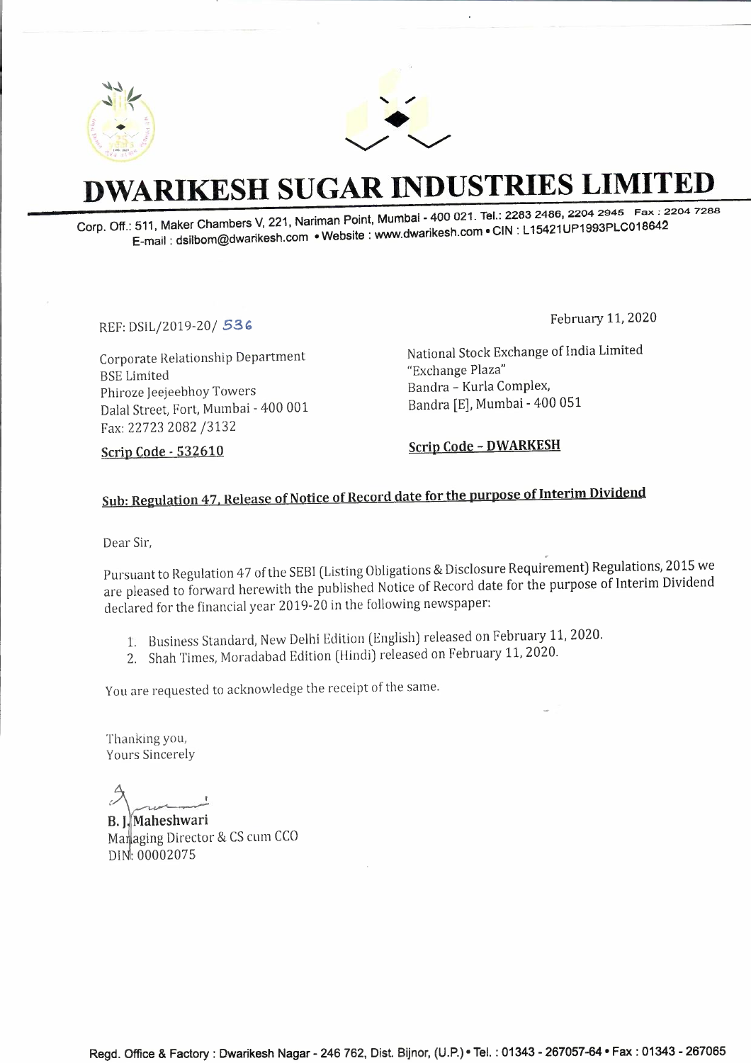# DWARIKESH SUGAR INDUSTRIES LIMITED

Corp. Off.: 511, Maker Chambers V, 221, Nariman Point, Mumbai - 400 021. Tel.: 2283 2486, 2204 2945 Fax : 2204 7288
E-mail : dsilbom@dwarikesh.com • Website : www.dwarikesh.com • CIN : L15421UP1993PLC018642

REF: DSIL/2019-20/ 536

February 11, 2020

Corporate Relationship Department
BSE Limited
Phiroze Jeejeebhoy Towers
Dalal Street, Fort, Mumbai - 400 001
Fax: 22723 2082 /3132

**Scrip Code - 532610**

National Stock Exchange of India Limited
"Exchange Plaza"
Bandra - Kurla Complex,
Bandra [E], Mumbai - 400 051

**Scrip Code - DWARKESH**

**Sub: Regulation 47, Release of Notice of Record date for the purpose of Interim Dividend**

Dear Sir,

Pursuant to Regulation 47 of the SEBI (Listing Obligations & Disclosure Requirement) Regulations, 2015 we are pleased to forward herewith the published Notice of Record date for the purpose of Interim Dividend declared for the financial year 2019-20 in the following newspaper:

1. Business Standard, New Delhi Edition (English) released on February 11, 2020.
2. Shah Times, Moradabad Edition (Hindi) released on February 11, 2020.

You are requested to acknowledge the receipt of the same.

Thanking you,
Yours Sincerely

B. J. Maheshwari
Managing Director & CS cum CCO
DIN: 00002075

Regd. Office & Factory : Dwarikesh Nagar - 246 762, Dist. Bijnor, (U.P.) • Tel. : 01343 - 267057-64 • Fax : 01343 - 267065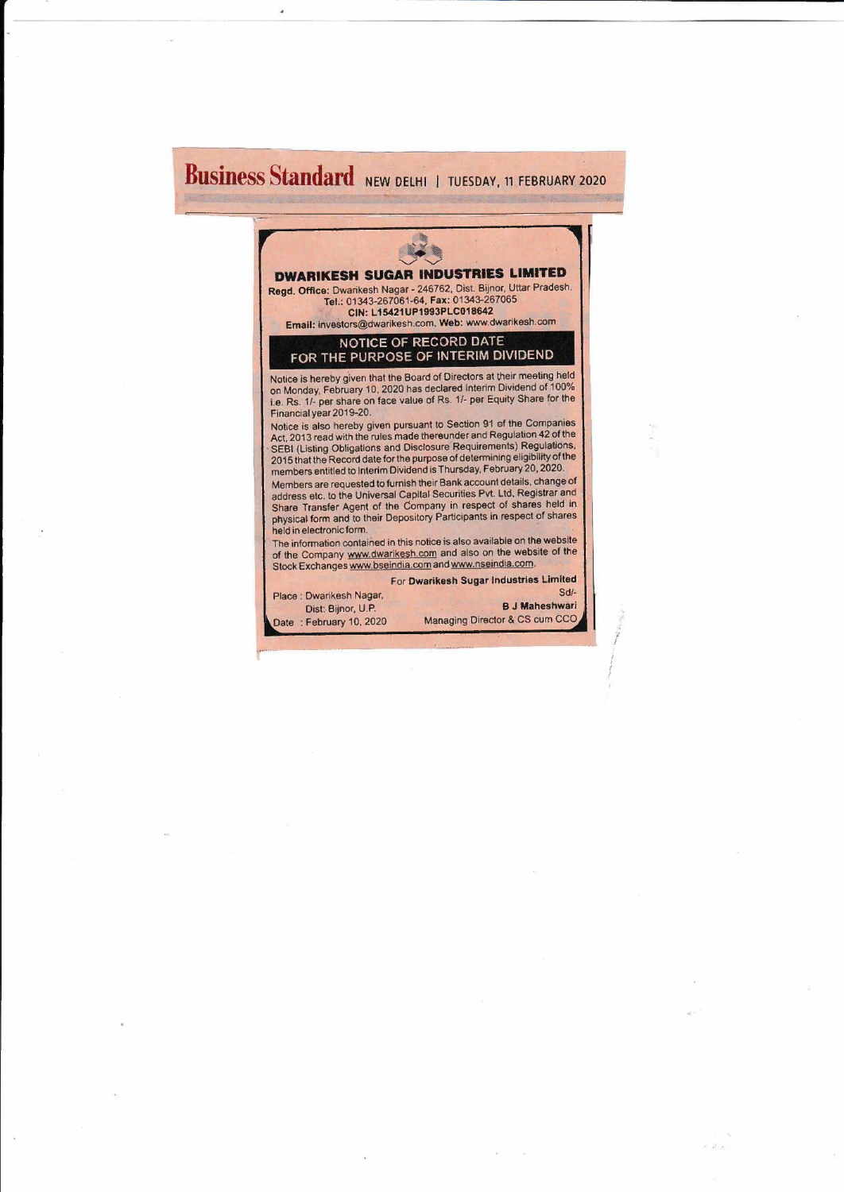**Business Standard** NEW DELHI | TUESDAY, 11 FEBRUARY 2020

# DWARIKESH SUGAR INDUSTRIES LIMITED

**Regd. Office:** Dwarikesh Nagar - 246762, Dist. Bijnor, Uttar Pradesh.
**Tel.:** 01343-267061-64, **Fax:** 01343-267065
**CIN: L15421UP1993PLC018642**
**Email:** investors@dwarikesh.com, **Web:** www.dwarikesh.com

## NOTICE OF RECORD DATE FOR THE PURPOSE OF INTERIM DIVIDEND

Notice is hereby given that the Board of Directors at their meeting held on Monday, February 10, 2020 has declared Interim Dividend of 100% i.e. Rs. 1/- per share on face value of Rs. 1/- per Equity Share for the Financial year 2019-20.

Notice is also hereby given pursuant to Section 91 of the Companies Act, 2013 read with the rules made thereunder and Regulation 42 of the SEBI (Listing Obligations and Disclosure Requirements) Regulations, 2015 that the Record date for the purpose of determining eligibility of the members entitled to Interim Dividend is Thursday, February 20, 2020.

Members are requested to furnish their Bank account details, change of address etc. to the Universal Capital Securities Pvt. Ltd. Registrar and Share Transfer Agent of the Company in respect of shares held in physical form and to their Depository Participants in respect of shares held in electronic form.

The information contained in this notice is also available on the website of the Company www.dwarikesh.com and also on the website of the Stock Exchanges www.bseindia.com and www.nseindia.com.

For **Dwarikesh Sugar Industries Limited**
Sd/-
**B J Maheshwari**
Managing Director & CS cum CCO

Place : Dwarikesh Nagar,
Dist: Bijnor, U.P.
Date : February 10, 2020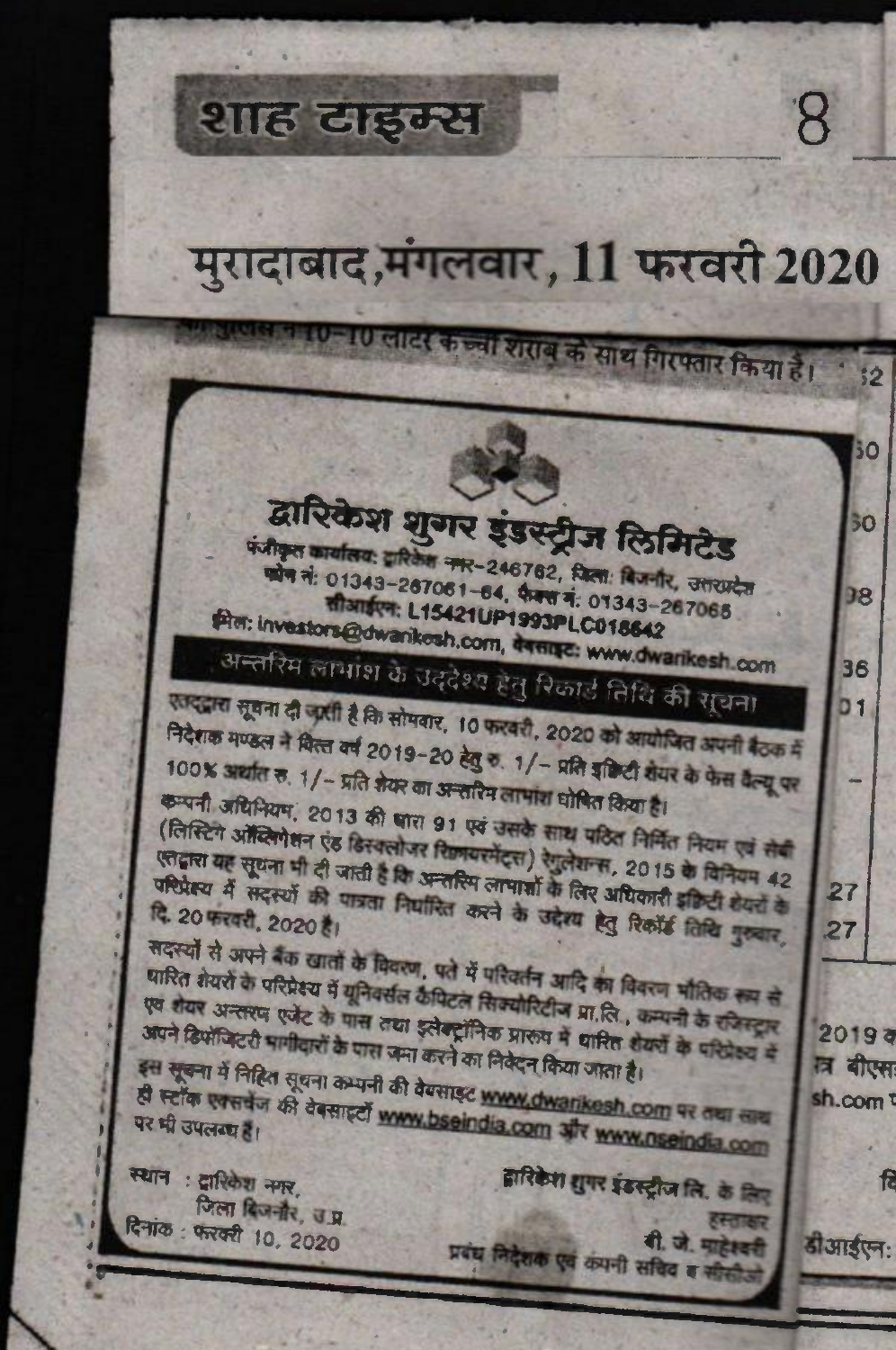शाह टाइम्स

मुरादाबाद, मंगलवार, 11 फरवरी 2020

# द्वारिकेश शुगर इंडस्ट्रीज लिमिटेड

पंजीकृत कार्यालय: द्वारिकेश नगर-246762, जिला: बिजनौर, उत्तरप्रदेश
फोन नं: 01343-267061-64, फैक्स नं: 01343-267065
सीआईएन: L15421UP1993PLC018642
ईमेल: investors@dwarikesh.com, वेबसाइट: www.dwarikesh.com

## अन्तरिम लाभांश के उद्देश्य हेतु रिकार्ड तिथि की सूचना

एतद्द्वारा सूचना दी जाती है कि सोमवार, 10 फरवरी, 2020 को आयोजित अपनी बैठक में निदेशक मण्डल ने वित्त वर्ष 2019-20 हेतु रु. 1/- प्रति इक्विटी शेयर के फेस वैल्यू पर 100% अर्थात रु. 1/- प्रति शेयर का अन्तरिम लाभांश घोषित किया है।

कम्पनी अधिनियम, 2013 की धारा 91 एवं उसके साथ पठित निर्मित नियम एवं सेबी (लिस्टिंग ऑब्लिगेशन एंड डिस्क्लोजर रिक्वायरमेंट्स) रेगुलेशन्स, 2015 के विनियम 42 एतद्द्वारा यह सूचना भी दी जाती है कि अन्तरिम लाभांशों के लिए अधिकारी इक्विटी शेयरों के परिप्रेक्ष्य में सदस्यों की पात्रता निर्धारित करने के उद्देश्य हेतु रिकॉर्ड तिथि गुरुवार, दि. 20 फरवरी, 2020 है।

सदस्यों से अपने बैंक खातों के विवरण, पते में परिवर्तन आदि का विवरण भौतिक रूप से धारित शेयरों के परिप्रेक्ष्य में यूनिवर्सल कैपिटल सिक्योरिटीज प्रा.लि., कम्पनी के रजिस्ट्रार एवं शेयर अन्तरण एजेंट के पास तथा इलेक्ट्रॉनिक प्रारूप में धारित शेयरों के परिप्रेक्ष्य में अपने डिपॉजिटरी भागीदारों के पास जमा करने का निवेदन किया जाता है।

इस सूचना में निहित सूचना कम्पनी की वेबसाइट www.dwarikesh.com पर तथा साथ ही स्टॉक एक्सचेंज की वेबसाइटों www.bseindia.com और www.nseindia.com पर भी उपलब्ध है।

स्थान : द्वारिकेश नगर,
जिला बिजनौर, उ.प्र.
दिनांक : फरवरी 10, 2020

द्वारिकेश शुगर इंडस्ट्रीज लि. के लिए
हस्ताक्षर
बी. जे. माहेश्वरी
प्रबंध निदेशक एवं कंपनी सचिव व सीसीओ